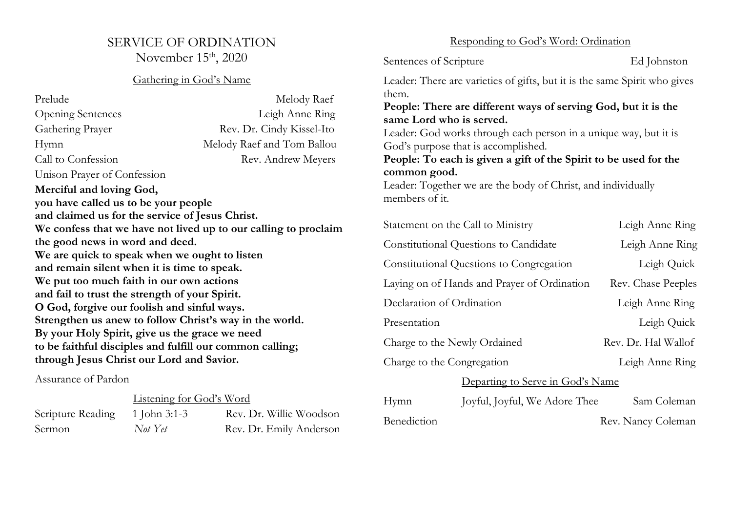# SERVICE OF ORDINATION

November 15th, 2020

## Gathering in God's Name

| | |
|---|---|
| Prelude | Melody Raef |
| Opening Sentences | Leigh Anne Ring |
| Gathering Prayer | Rev. Dr. Cindy Kissel-Ito |
| Hymn | Melody Raef and Tom Ballou |
| Call to Confession | Rev. Andrew Meyers |

Unison Prayer of Confession

**Merciful and loving God,**
**you have called us to be your people**
**and claimed us for the service of Jesus Christ.**
**We confess that we have not lived up to our calling to proclaim the good news in word and deed.**
**We are quick to speak when we ought to listen**
**and remain silent when it is time to speak.**
**We put too much faith in our own actions**
**and fail to trust the strength of your Spirit.**
**O God, forgive our foolish and sinful ways.**
**Strengthen us anew to follow Christ's way in the world.**
**By your Holy Spirit, give us the grace we need**
**to be faithful disciples and fulfill our common calling;**
**through Jesus Christ our Lord and Savior.**

Assurance of Pardon

## Listening for God's Word

| | | |
|---|---|---|
| Scripture Reading | 1 John 3:1-3 | Rev. Dr. Willie Woodson |
| Sermon | *Not Yet* | Rev. Dr. Emily Anderson |

## Responding to God's Word: Ordination

| | |
|---|---|
| Sentences of Scripture | Ed Johnston |

Leader: There are varieties of gifts, but it is the same Spirit who gives them.
**People: There are different ways of serving God, but it is the same Lord who is served.**
Leader: God works through each person in a unique way, but it is God's purpose that is accomplished.
**People: To each is given a gift of the Spirit to be used for the common good.**
Leader: Together we are the body of Christ, and individually members of it.

| | |
|---|---|
| Statement on the Call to Ministry | Leigh Anne Ring |
| Constitutional Questions to Candidate | Leigh Anne Ring |
| Constitutional Questions to Congregation | Leigh Quick |
| Laying on of Hands and Prayer of Ordination | Rev. Chase Peeples |
| Declaration of Ordination | Leigh Anne Ring |
| Presentation | Leigh Quick |
| Charge to the Newly Ordained | Rev. Dr. Hal Wallof |
| Charge to the Congregation | Leigh Anne Ring |

## Departing to Serve in God's Name

| | | |
|---|---|---|
| Hymn | Joyful, Joyful, We Adore Thee | Sam Coleman |
| Benediction | | Rev. Nancy Coleman |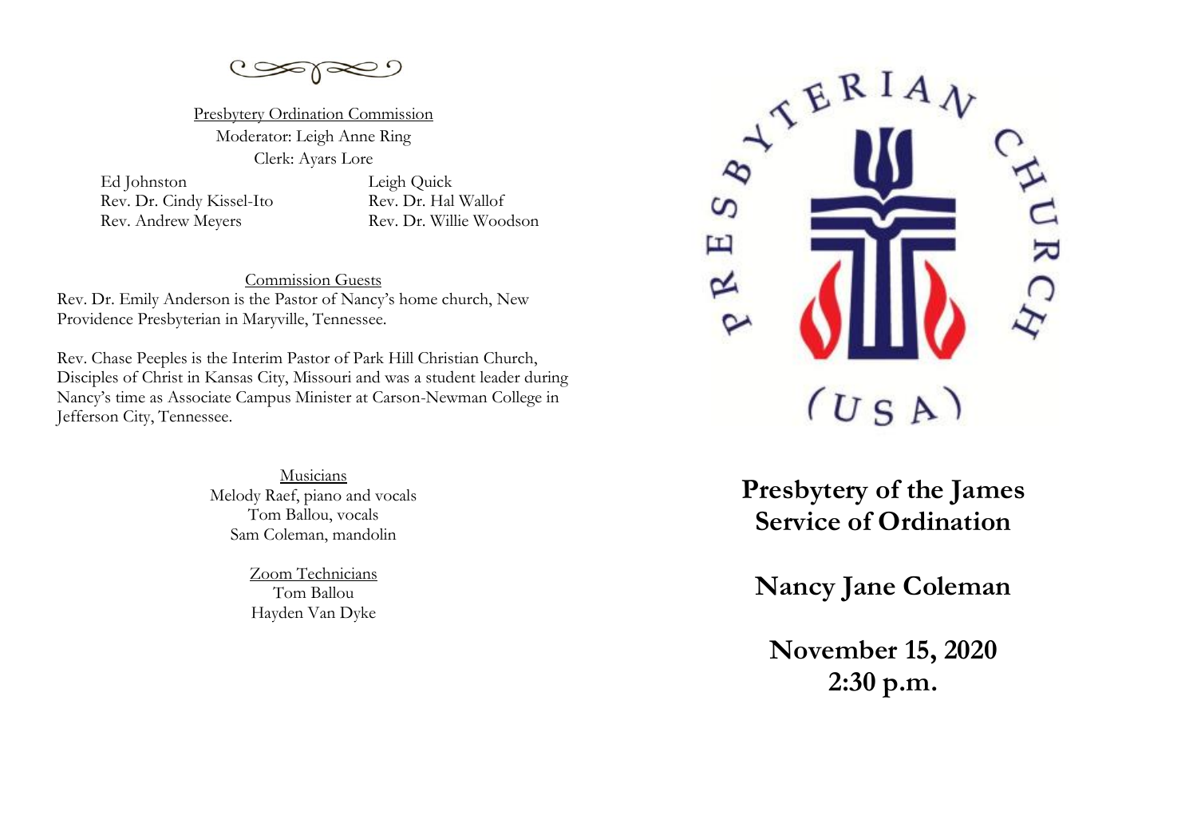Presbytery Ordination Commission

Moderator: Leigh Anne Ring

Clerk: Ayars Lore

Ed Johnston
Rev. Dr. Cindy Kissel-Ito
Rev. Andrew Meyers
Leigh Quick
Rev. Dr. Hal Wallof
Rev. Dr. Willie Woodson

Commission Guests

Rev. Dr. Emily Anderson is the Pastor of Nancy's home church, New Providence Presbyterian in Maryville, Tennessee.

Rev. Chase Peeples is the Interim Pastor of Park Hill Christian Church, Disciples of Christ in Kansas City, Missouri and was a student leader during Nancy's time as Associate Campus Minister at Carson-Newman College in Jefferson City, Tennessee.

Musicians

Melody Raef, piano and vocals
Tom Ballou, vocals
Sam Coleman, mandolin

Zoom Technicians

Tom Ballou
Hayden Van Dyke

PRESBYTERIAN CHURCH (USA)

# Presbytery of the James Service of Ordination

## Nancy Jane Coleman

## November 15, 2020 2:30 p.m.